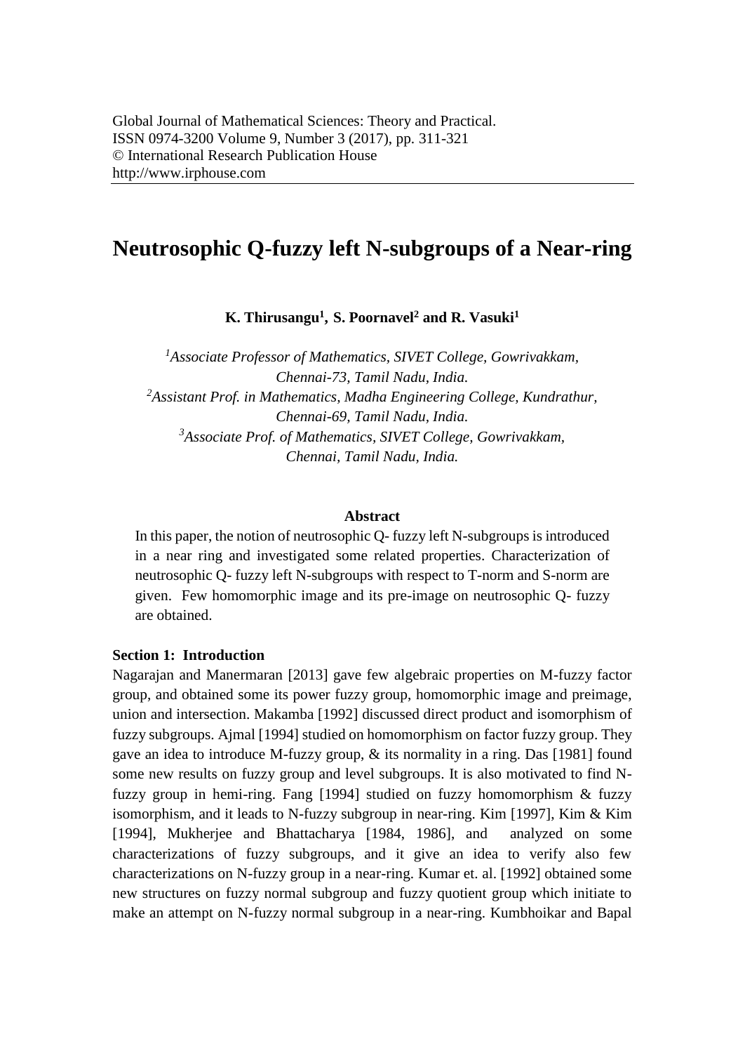Global Journal of Mathematical Sciences: Theory and Practical.
ISSN 0974-3200 Volume 9, Number 3 (2017), pp. 311-321
© International Research Publication House
http://www.irphouse.com

# Neutrosophic Q-fuzzy left N-subgroups of a Near-ring

**K. Thirusangu[1], S. Poornavel[2] and R. Vasuki[1]**

*[1]Associate Professor of Mathematics, SIVET College, Gowrivakkam, Chennai-73, Tamil Nadu, India.*
*[2]Assistant Prof. in Mathematics, Madha Engineering College, Kundrathur, Chennai-69, Tamil Nadu, India.*
*[3]Associate Prof. of Mathematics, SIVET College, Gowrivakkam, Chennai, Tamil Nadu, India.*

**Abstract**

In this paper, the notion of neutrosophic Q- fuzzy left N-subgroups is introduced in a near ring and investigated some related properties. Characterization of neutrosophic Q- fuzzy left N-subgroups with respect to T-norm and S-norm are given. Few homomorphic image and its pre-image on neutrosophic Q- fuzzy are obtained.

**Section 1: Introduction**

Nagarajan and Manermaran [2013] gave few algebraic properties on M-fuzzy factor group, and obtained some its power fuzzy group, homomorphic image and preimage, union and intersection. Makamba [1992] discussed direct product and isomorphism of fuzzy subgroups. Ajmal [1994] studied on homomorphism on factor fuzzy group. They gave an idea to introduce M-fuzzy group, & its normality in a ring. Das [1981] found some new results on fuzzy group and level subgroups. It is also motivated to find N-fuzzy group in hemi-ring. Fang [1994] studied on fuzzy homomorphism & fuzzy isomorphism, and it leads to N-fuzzy subgroup in near-ring. Kim [1997], Kim & Kim [1994], Mukherjee and Bhattacharya [1984, 1986], and analyzed on some characterizations of fuzzy subgroups, and it give an idea to verify also few characterizations on N-fuzzy group in a near-ring. Kumar et. al. [1992] obtained some new structures on fuzzy normal subgroup and fuzzy quotient group which initiate to make an attempt on N-fuzzy normal subgroup in a near-ring. Kumbhoikar and Bapal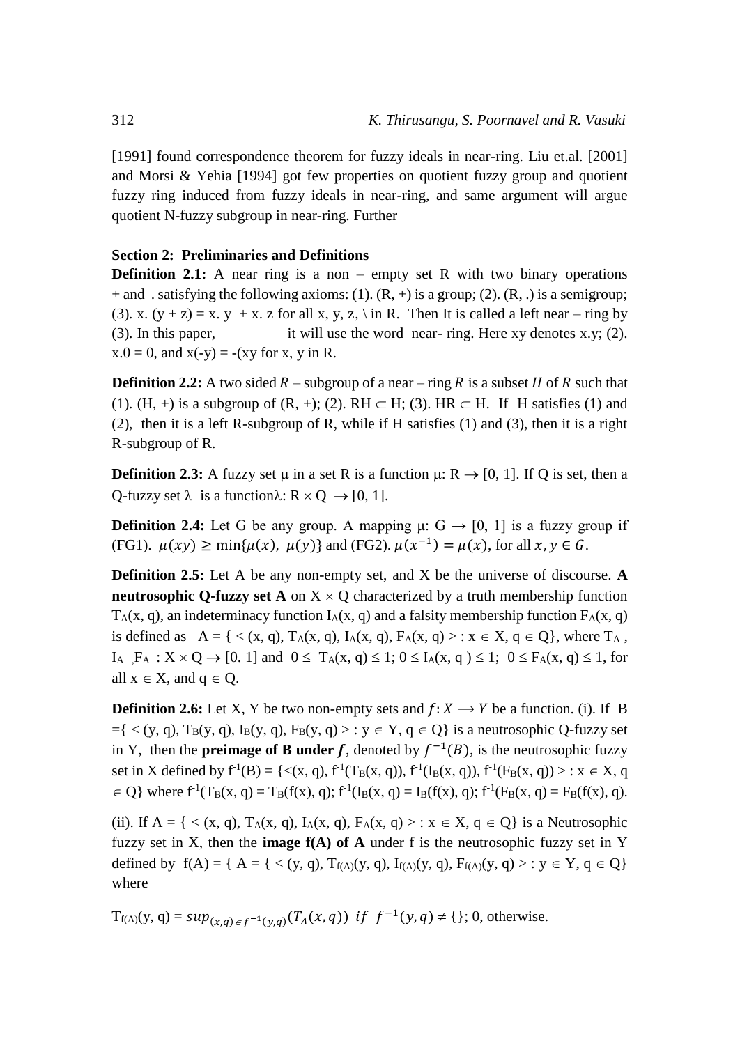[1991] found correspondence theorem for fuzzy ideals in near-ring. Liu et.al. [2001] and Morsi & Yehia [1994] got few properties on quotient fuzzy group and quotient fuzzy ring induced from fuzzy ideals in near-ring, and same argument will argue quotient N-fuzzy subgroup in near-ring. Further

**Section 2: Preliminaries and Definitions**

**Definition 2.1:** A near ring is a non – empty set R with two binary operations + and . satisfying the following axioms: (1). (R, +) is a group; (2). (R, .) is a semigroup; (3). x. (y + z) = x. y + x. z for all x, y, z, \ in R. Then It is called a left near – ring by (3). In this paper, it will use the word near- ring. Here xy denotes x.y; (2). x.0 = 0, and x(-y) = -(xy for x, y in R.

**Definition 2.2:** A two sided $R$ – subgroup of a near – ring $R$ is a subset $H$ of $R$ such that (1). (H, +) is a subgroup of (R, +); (2). RH $\subset$ H; (3). HR $\subset$ H. If H satisfies (1) and (2), then it is a left R-subgroup of R, while if H satisfies (1) and (3), then it is a right R-subgroup of R.

**Definition 2.3:** A fuzzy set $\mu$ in a set R is a function $\mu$: R $\rightarrow$ [0, 1]. If Q is set, then a Q-fuzzy set $\lambda$ is a function$\lambda$: R $\times$ Q $\rightarrow$ [0, 1].

**Definition 2.4:** Let G be any group. A mapping $\mu$: G $\rightarrow$ [0, 1] is a fuzzy group if (FG1). $\mu(xy) \geq \min\{\mu(x),\ \mu(y)\}$ and (FG2). $\mu(x^{-1}) = \mu(x)$, for all $x, y \in G$.

**Definition 2.5:** Let A be any non-empty set, and X be the universe of discourse. **A neutrosophic Q-fuzzy set A** on X $\times$ Q characterized by a truth membership function $T_A(x, q)$, an indeterminacy function $I_A(x, q)$ and a falsity membership function $F_A(x, q)$ is defined as A = { < (x, q), $T_A(x, q)$, $I_A(x, q)$, $F_A(x, q)$ > : x $\in$ X, q $\in$ Q}, where $T_A$ , $I_A$ ,$F_A$ : X $\times$ Q $\rightarrow$ [0. 1] and $0 \leq T_A(x, q) \leq 1$; $0 \leq I_A(x, q) \leq 1$; $0 \leq F_A(x, q) \leq 1$, for all x $\in$ X, and q $\in$ Q.

**Definition 2.6:** Let X, Y be two non-empty sets and $f: X \longrightarrow Y$ be a function. (i). If B ={ < (y, q), $T_B(y, q)$, $I_B(y, q)$, $F_B(y, q)$ > : y $\in$ Y, q $\in$ Q} is a neutrosophic Q-fuzzy set in Y, then the **preimage of B under $f$**, denoted by $f^{-1}(B)$, is the neutrosophic fuzzy set in X defined by $f^{-1}(B)$ = {<(x, q), $f^{-1}(T_B(x, q))$, $f^{-1}(I_B(x, q))$, $f^{-1}(F_B(x, q))$ > : x $\in$ X, q $\in$ Q} where $f^{-1}(T_B(x, q) = T_B(f(x), q)$; $f^{-1}(I_B(x, q) = I_B(f(x), q)$; $f^{-1}(F_B(x, q) = F_B(f(x), q)$.

(ii). If A = { < (x, q), $T_A(x, q)$, $I_A(x, q)$, $F_A(x, q)$ > : x $\in$ X, q $\in$ Q} is a Neutrosophic fuzzy set in X, then the **image f(A) of A** under f is the neutrosophic fuzzy set in Y defined by f(A) = { A = { < (y, q), $T_{f(A)}(y, q)$, $I_{f(A)}(y, q)$, $F_{f(A)}(y, q)$ > : y $\in$ Y, q $\in$ Q} where

$T_{f(A)}(y, q) = sup_{(x,q) \in f^{-1}(y,q)}(T_A(x, q))\ \ if\ \ f^{-1}(y, q) \neq \{\}$; 0, otherwise.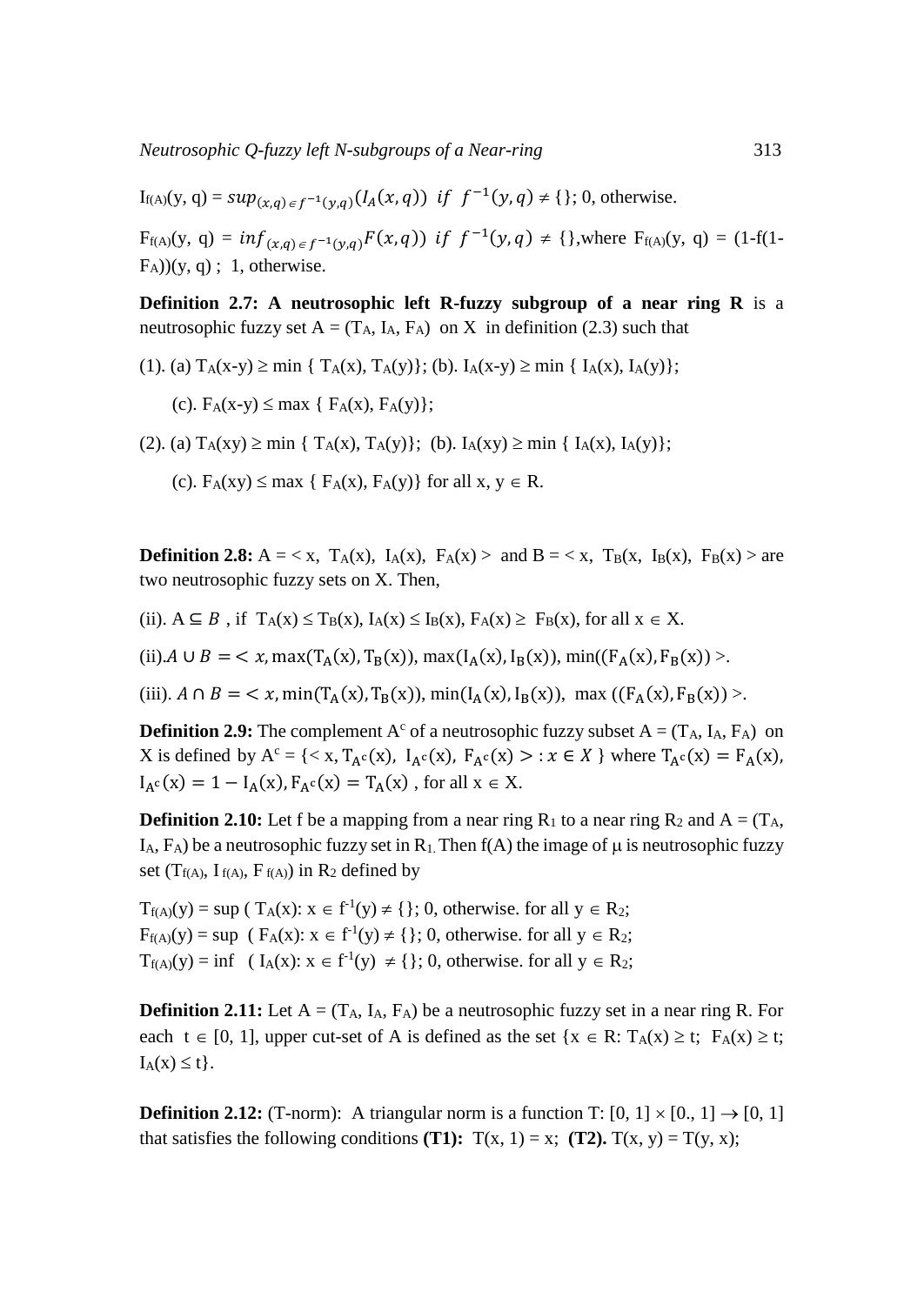$I_{f(A)}(y, q) = sup_{(x,q) \in f^{-1}(y,q)}(I_A(x, q))$ $if$ $f^{-1}(y, q) \neq \{\}$; 0, otherwise.

$F_{f(A)}(y, q) = inf_{(x,q) \in f^{-1}(y,q)} F(x, q))$ $if$ $f^{-1}(y, q) \neq \{\}$,where $F_{f(A)}(y, q) = (1\text{-}f(1\text{-}F_A))(y, q)$ ; 1, otherwise.

**Definition 2.7: A neutrosophic left R-fuzzy subgroup of a near ring R** is a neutrosophic fuzzy set $A = (T_A, I_A, F_A)$ on X in definition (2.3) such that

(1). (a) $T_A(x\text{-}y) \geq \min \{ T_A(x), T_A(y)\}$; (b). $I_A(x\text{-}y) \geq \min \{ I_A(x), I_A(y)\}$;

(c). $F_A(x\text{-}y) \leq \max \{ F_A(x), F_A(y)\}$;

(2). (a) $T_A(xy) \geq \min \{ T_A(x), T_A(y)\}$; (b). $I_A(xy) \geq \min \{ I_A(x), I_A(y)\}$;

(c). $F_A(xy) \leq \max \{ F_A(x), F_A(y)\}$ for all $x, y \in R$.

**Definition 2.8:** $A = < x, T_A(x), I_A(x), F_A(x) >$ and $B = < x, T_B(x, I_B(x), F_B(x) >$ are two neutrosophic fuzzy sets on X. Then,

(ii). $A \subseteq B$ , if $T_A(x) \leq T_B(x), I_A(x) \leq I_B(x), F_A(x) \geq F_B(x)$, for all $x \in X$.

(ii).$A \cup B = < x, \max(T_A(x), T_B(x)), \max(I_A(x), I_B(x)), \min((F_A(x), F_B(x)) >$.

(iii). $A \cap B = < x, \min(T_A(x), T_B(x)), \min(I_A(x), I_B(x)), \max((F_A(x), F_B(x)) >$.

**Definition 2.9:** The complement $A^c$ of a neutrosophic fuzzy subset $A = (T_A, I_A, F_A)$ on X is defined by $A^c = \{< x, T_{A^c}(x), I_{A^c}(x), F_{A^c}(x) > : x \in X \}$ where $T_{A^c}(x) = F_A(x)$, $I_{A^c}(x) = 1 - I_A(x), F_{A^c}(x) = T_A(x)$ , for all $x \in X$.

**Definition 2.10:** Let f be a mapping from a near ring $R_1$ to a near ring $R_2$ and $A = (T_A, I_A, F_A)$ be a neutrosophic fuzzy set in $R_1$. Then f(A) the image of μ is neutrosophic fuzzy set $(T_{f(A)}, I_{f(A)}, F_{f(A)})$ in $R_2$ defined by

$T_{f(A)}(y) = \sup ( T_A(x): x \in f^{-1}(y) \neq \{\}$; 0, otherwise. for all $y \in R_2$;
$F_{f(A)}(y) = \sup ( F_A(x): x \in f^{-1}(y) \neq \{\}$; 0, otherwise. for all $y \in R_2$;
$T_{f(A)}(y) = \inf ( I_A(x): x \in f^{-1}(y) \neq \{\}$; 0, otherwise. for all $y \in R_2$;

**Definition 2.11:** Let $A = (T_A, I_A, F_A)$ be a neutrosophic fuzzy set in a near ring R. For each $t \in [0, 1]$, upper cut-set of A is defined as the set $\{x \in R: T_A(x) \geq t;\ F_A(x) \geq t;\ I_A(x) \leq t\}$.

**Definition 2.12:** (T-norm): A triangular norm is a function $T: [0, 1] \times [0., 1] \rightarrow [0, 1]$ that satisfies the following conditions **(T1):** $T(x, 1) = x$; **(T2).** $T(x, y) = T(y, x)$;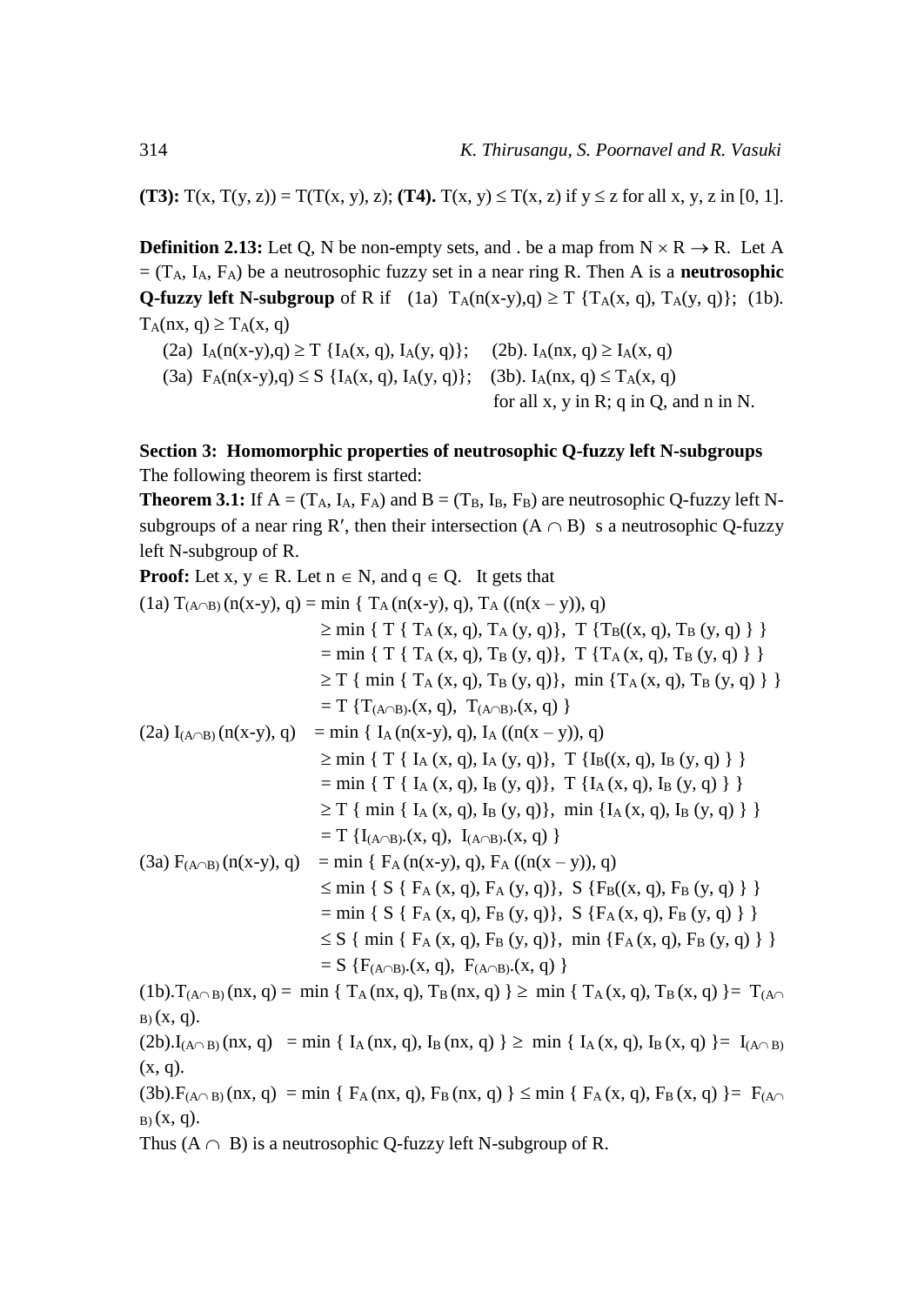**(T3):** $T(x, T(y, z)) = T(T(x, y), z)$; **(T4).** $T(x, y) \leq T(x, z)$ if $y \leq z$ for all x, y, z in [0, 1].

**Definition 2.13:** Let Q, N be non-empty sets, and . be a map from $N \times R \to R$. Let $A = (T_A, I_A, F_A)$ be a neutrosophic fuzzy set in a near ring R. Then A is a **neutrosophic Q-fuzzy left N-subgroup** of R if (1a) $T_A(n(x\text{-}y),q) \geq T\{T_A(x, q), T_A(y, q)\}$; (1b). $T_A(nx, q) \geq T_A(x, q)$

(2a) $I_A(n(x\text{-}y),q) \geq T\{I_A(x, q), I_A(y, q)\}$; (2b). $I_A(nx, q) \geq I_A(x, q)$

(3a) $F_A(n(x\text{-}y),q) \leq S\{I_A(x, q), I_A(y, q)\}$; (3b). $I_A(nx, q) \leq T_A(x, q)$

for all x, y in R; q in Q, and n in N.

**Section 3: Homomorphic properties of neutrosophic Q-fuzzy left N-subgroups**

The following theorem is first started:

**Theorem 3.1:** If $A = (T_A, I_A, F_A)$ and $B = (T_B, I_B, F_B)$ are neutrosophic Q-fuzzy left N-subgroups of a near ring R′, then their intersection $(A \cap B)$ s a neutrosophic Q-fuzzy left N-subgroup of R.

**Proof:** Let $x, y \in R$. Let $n \in N$, and $q \in Q$. It gets that

(1a)
$$
\begin{aligned}
T_{(A\cap B)}(n(x\text{-}y), q) &= \min\{ T_A(n(x\text{-}y), q), T_A((n(x-y)), q) \\
&\geq \min\{ T\{ T_A(x, q), T_A(y, q)\}, T\{T_B((x, q), T_B(y, q)\}\} \\
&= \min\{ T\{ T_A(x, q), T_B(y, q)\}, T\{T_A(x, q), T_B(y, q)\}\} \\
&\geq T\{ \min\{ T_A(x, q), T_B(y, q)\}, \min\{T_A(x, q), T_B(y, q)\}\} \\
&= T\{T_{(A\cap B)}.(x, q), T_{(A\cap B)}.(x, q)\}
\end{aligned}
$$

(2a)
$$
\begin{aligned}
I_{(A\cap B)}(n(x\text{-}y), q) &= \min\{ I_A(n(x\text{-}y), q), I_A((n(x-y)), q) \\
&\geq \min\{ T\{ I_A(x, q), I_A(y, q)\}, T\{I_B((x, q), I_B(y, q)\}\} \\
&= \min\{ T\{ I_A(x, q), I_B(y, q)\}, T\{I_A(x, q), I_B(y, q)\}\} \\
&\geq T\{ \min\{ I_A(x, q), I_B(y, q)\}, \min\{I_A(x, q), I_B(y, q)\}\} \\
&= T\{I_{(A\cap B)}.(x, q), I_{(A\cap B)}.(x, q)\}
\end{aligned}
$$

(3a)
$$
\begin{aligned}
F_{(A\cap B)}(n(x\text{-}y), q) &= \min\{ F_A(n(x\text{-}y), q), F_A((n(x-y)), q) \\
&\leq \min\{ S\{ F_A(x, q), F_A(y, q)\}, S\{F_B((x, q), F_B(y, q)\}\} \\
&= \min\{ S\{ F_A(x, q), F_B(y, q)\}, S\{F_A(x, q), F_B(y, q)\}\} \\
&\leq S\{ \min\{ F_A(x, q), F_B(y, q)\}, \min\{F_A(x, q), F_B(y, q)\}\} \\
&= S\{F_{(A\cap B)}.(x, q), F_{(A\cap B)}.(x, q)\}
\end{aligned}
$$

(1b). $T_{(A\cap B)}(nx, q) = \min\{ T_A(nx, q), T_B(nx, q)\} \geq \min\{ T_A(x, q), T_B(x, q)\} = T_{(A\cap B)}(x, q)$.

(2b). $I_{(A\cap B)}(nx, q) = \min\{ I_A(nx, q), I_B(nx, q)\} \geq \min\{ I_A(x, q), I_B(x, q)\} = I_{(A\cap B)}(x, q)$.

(3b). $F_{(A\cap B)}(nx, q) = \min\{ F_A(nx, q), F_B(nx, q)\} \leq \min\{ F_A(x, q), F_B(x, q)\} = F_{(A\cap B)}(x, q)$.

Thus $(A \cap B)$ is a neutrosophic Q-fuzzy left N-subgroup of R.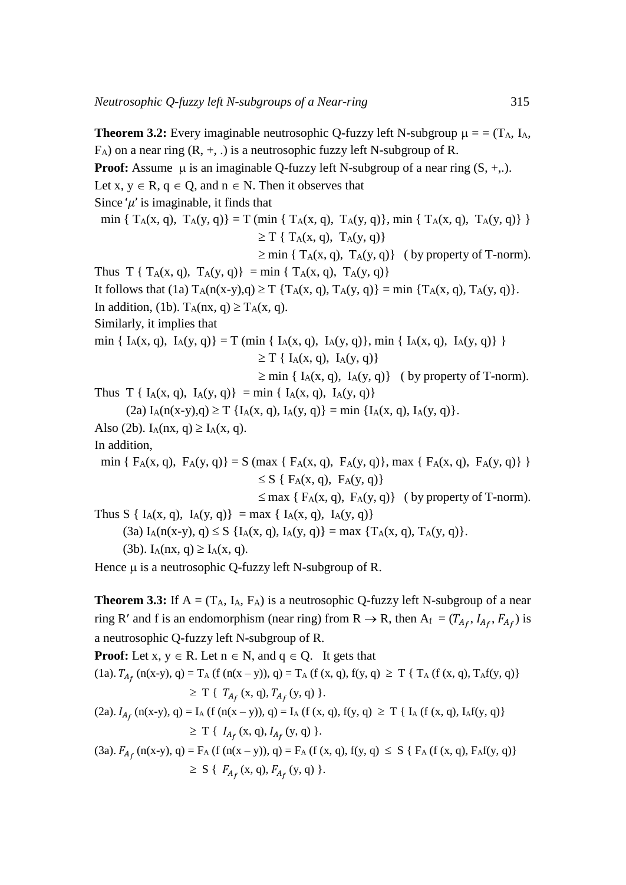**Theorem 3.2:** Every imaginable neutrosophic Q-fuzzy left N-subgroup $\mu$ = = ($T_A$, $I_A$, $F_A$) on a near ring (R, +, .) is a neutrosophic fuzzy left N-subgroup of R.

**Proof:** Assume $\mu$ is an imaginable Q-fuzzy left N-subgroup of a near ring (S, +,.). Let x, y $\in$ R, q $\in$ Q, and n $\in$ N. Then it observes that

Since '$\mu$' is imaginable, it finds that

$$\min \{ T_A(x, q),\ T_A(y, q)\} = T (\min \{ T_A(x, q),\ T_A(y, q)\}, \min \{ T_A(x, q),\ T_A(y, q)\} \}$$
$$\geq T \{ T_A(x, q),\ T_A(y, q)\}$$
$$\geq \min \{ T_A(x, q),\ T_A(y, q)\} \quad \text{( by property of T-norm).}$$

Thus $T \{ T_A(x, q),\ T_A(y, q)\} = \min \{ T_A(x, q),\ T_A(y, q)\}$

It follows that (1a) $T_A(n(x\text{-}y),q) \geq T \{T_A(x, q), T_A(y, q)\} = \min \{T_A(x, q), T_A(y, q)\}$.

In addition, (1b). $T_A(nx, q) \geq T_A(x, q)$.

Similarly, it implies that

$$\min \{ I_A(x, q),\ I_A(y, q)\} = T (\min \{ I_A(x, q),\ I_A(y, q)\}, \min \{ I_A(x, q),\ I_A(y, q)\} \}$$
$$\geq T \{ I_A(x, q),\ I_A(y, q)\}$$
$$\geq \min \{ I_A(x, q),\ I_A(y, q)\} \quad \text{( by property of T-norm).}$$

Thus $T \{ I_A(x, q),\ I_A(y, q)\} = \min \{ I_A(x, q),\ I_A(y, q)\}$

(2a) $I_A(n(x\text{-}y),q) \geq T \{I_A(x, q), I_A(y, q)\} = \min \{I_A(x, q), I_A(y, q)\}$.

Also (2b). $I_A(nx, q) \geq I_A(x, q)$.

In addition,

$$\min \{ F_A(x, q),\ F_A(y, q)\} = S (\max \{ F_A(x, q),\ F_A(y, q)\}, \max \{ F_A(x, q),\ F_A(y, q)\} \}$$
$$\leq S \{ F_A(x, q),\ F_A(y, q)\}$$
$$\leq \max \{ F_A(x, q),\ F_A(y, q)\} \quad \text{( by property of T-norm).}$$

Thus $S \{ I_A(x, q),\ I_A(y, q)\} = \max \{ I_A(x, q),\ I_A(y, q)\}$

(3a) $I_A(n(x\text{-}y), q) \leq S \{I_A(x, q), I_A(y, q)\} = \max \{T_A(x, q), T_A(y, q)\}$.

(3b). $I_A(nx, q) \geq I_A(x, q)$.

Hence $\mu$ is a neutrosophic Q-fuzzy left N-subgroup of R.

**Theorem 3.3:** If A = ($T_A$, $I_A$, $F_A$) is a neutrosophic Q-fuzzy left N-subgroup of a near ring R′ and f is an endomorphism (near ring) from R $\to$ R, then $A_f$ = ($T_{A_f}, I_{A_f}, F_{A_f}$) is a neutrosophic Q-fuzzy left N-subgroup of R.

**Proof:** Let x, y $\in$ R. Let n $\in$ N, and q $\in$ Q. It gets that

(1a). $T_{A_f}(n(x\text{-}y), q) = T_A (f (n(x – y)), q) = T_A (f (x, q), f(y, q) \geq T \{ T_A (f (x, q), T_A f(y, q)\}$
$\geq T \{ T_{A_f}(x, q), T_{A_f}(y, q) \}$.

(2a). $I_{A_f}(n(x\text{-}y), q) = I_A (f (n(x – y)), q) = I_A (f (x, q), f(y, q) \geq T \{ I_A (f (x, q), I_A f(y, q)\}$
$\geq T \{ I_{A_f}(x, q), I_{A_f}(y, q) \}$.

(3a). $F_{A_f}(n(x\text{-}y), q) = F_A (f (n(x – y)), q) = F_A (f (x, q), f(y, q) \leq S \{ F_A (f (x, q), F_A f(y, q)\}$
$\geq S \{ F_{A_f}(x, q), F_{A_f}(y, q) \}$.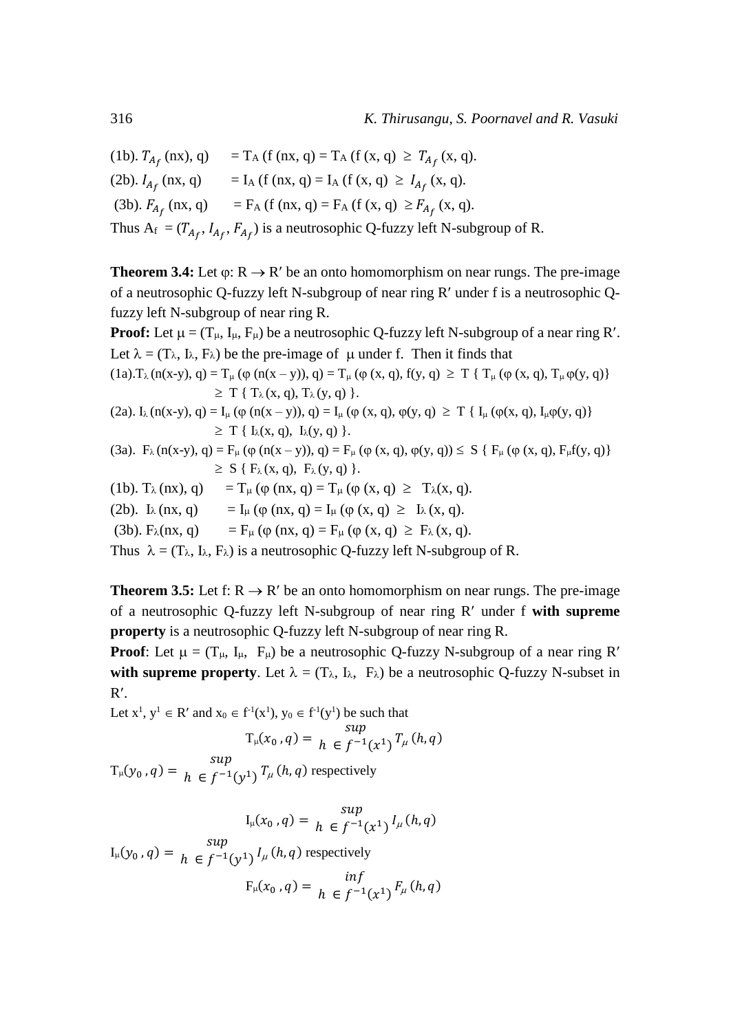(1b). $T_{A_f}$ (nx), q) = $T_A$ (f (nx, q) = $T_A$ (f (x, q) $\geq T_{A_f}$ (x, q).

(2b). $I_{A_f}$ (nx, q) = $I_A$ (f (nx, q) = $I_A$ (f (x, q) $\geq I_{A_f}$ (x, q).

(3b). $F_{A_f}$ (nx, q) = $F_A$ (f (nx, q) = $F_A$ (f (x, q) $\geq F_{A_f}$ (x, q).

Thus $A_f = (T_{A_f}, I_{A_f}, F_{A_f})$ is a neutrosophic Q-fuzzy left N-subgroup of R.

**Theorem 3.4:** Let φ: R → R′ be an onto homomorphism on near rungs. The pre-image of a neutrosophic Q-fuzzy left N-subgroup of near ring R′ under f is a neutrosophic Q-fuzzy left N-subgroup of near ring R.

**Proof:** Let $\mu = (T_\mu, I_\mu, F_\mu)$ be a neutrosophic Q-fuzzy left N-subgroup of a near ring R′. Let $\lambda = (T_\lambda, I_\lambda, F_\lambda)$ be the pre-image of μ under f. Then it finds that

(1a).$T_\lambda$ (n(x-y), q) = $T_\mu$ (φ (n(x – y)), q) = $T_\mu$ (φ (x, q), f(y, q) $\geq$ T { $T_\mu$ (φ (x, q), $T_\mu$ φ(y, q)}
$\geq$ T { $T_\lambda$ (x, q), $T_\lambda$ (y, q) }.

(2a). $I_\lambda$ (n(x-y), q) = $I_\mu$ (φ (n(x – y)), q) = $I_\mu$ (φ (x, q), φ(y, q) $\geq$ T { $I_\mu$ (φ(x, q), $I_\mu$φ(y, q)}
$\geq$ T { $I_\lambda$(x, q), $I_\lambda$(y, q) }.

(3a). $F_\lambda$ (n(x-y), q) = $F_\mu$ (φ (n(x – y)), q) = $F_\mu$ (φ (x, q), φ(y, q)) $\leq$ S { $F_\mu$ (φ (x, q), $F_\mu$f(y, q)}
$\geq$ S { $F_\lambda$ (x, q), $F_\lambda$ (y, q) }.

(1b). $T_\lambda$ (nx), q) = $T_\mu$ (φ (nx, q) = $T_\mu$ (φ (x, q) $\geq$ $T_\lambda$(x, q).

(2b). $I_\lambda$ (nx, q) = $I_\mu$ (φ (nx, q) = $I_\mu$ (φ (x, q) $\geq$ $I_\lambda$ (x, q).

(3b). $F_\lambda$(nx, q) = $F_\mu$ (φ (nx, q) = $F_\mu$ (φ (x, q) $\geq$ $F_\lambda$ (x, q).

Thus $\lambda = (T_\lambda, I_\lambda, F_\lambda)$ is a neutrosophic Q-fuzzy left N-subgroup of R.

**Theorem 3.5:** Let f: R → R′ be an onto homomorphism on near rungs. The pre-image of a neutrosophic Q-fuzzy left N-subgroup of near ring R′ under f **with supreme property** is a neutrosophic Q-fuzzy left N-subgroup of near ring R.

**Proof**: Let $\mu = (T_\mu, I_\mu, F_\mu)$ be a neutrosophic Q-fuzzy N-subgroup of a near ring R′ **with supreme property**. Let $\lambda = (T_\lambda, I_\lambda, F_\lambda)$ be a neutrosophic Q-fuzzy N-subset in R′.

Let $x^1, y^1 \in R'$ and $x_0 \in f^{-1}(x^1)$, $y_0 \in f^{-1}(y^1)$ be such that

$$T_\mu(x_0, q) = \sup_{h \in f^{-1}(x^1)} T_\mu(h, q)$$

$T_\mu(y_0, q) = \sup_{h \in f^{-1}(y^1)} T_\mu(h, q)$ respectively

$$I_\mu(x_0, q) = \sup_{h \in f^{-1}(x^1)} I_\mu(h, q)$$

$I_\mu(y_0, q) = \sup_{h \in f^{-1}(y^1)} I_\mu(h, q)$ respectively

$$F_\mu(x_0, q) = \inf_{h \in f^{-1}(x^1)} F_\mu(h, q)$$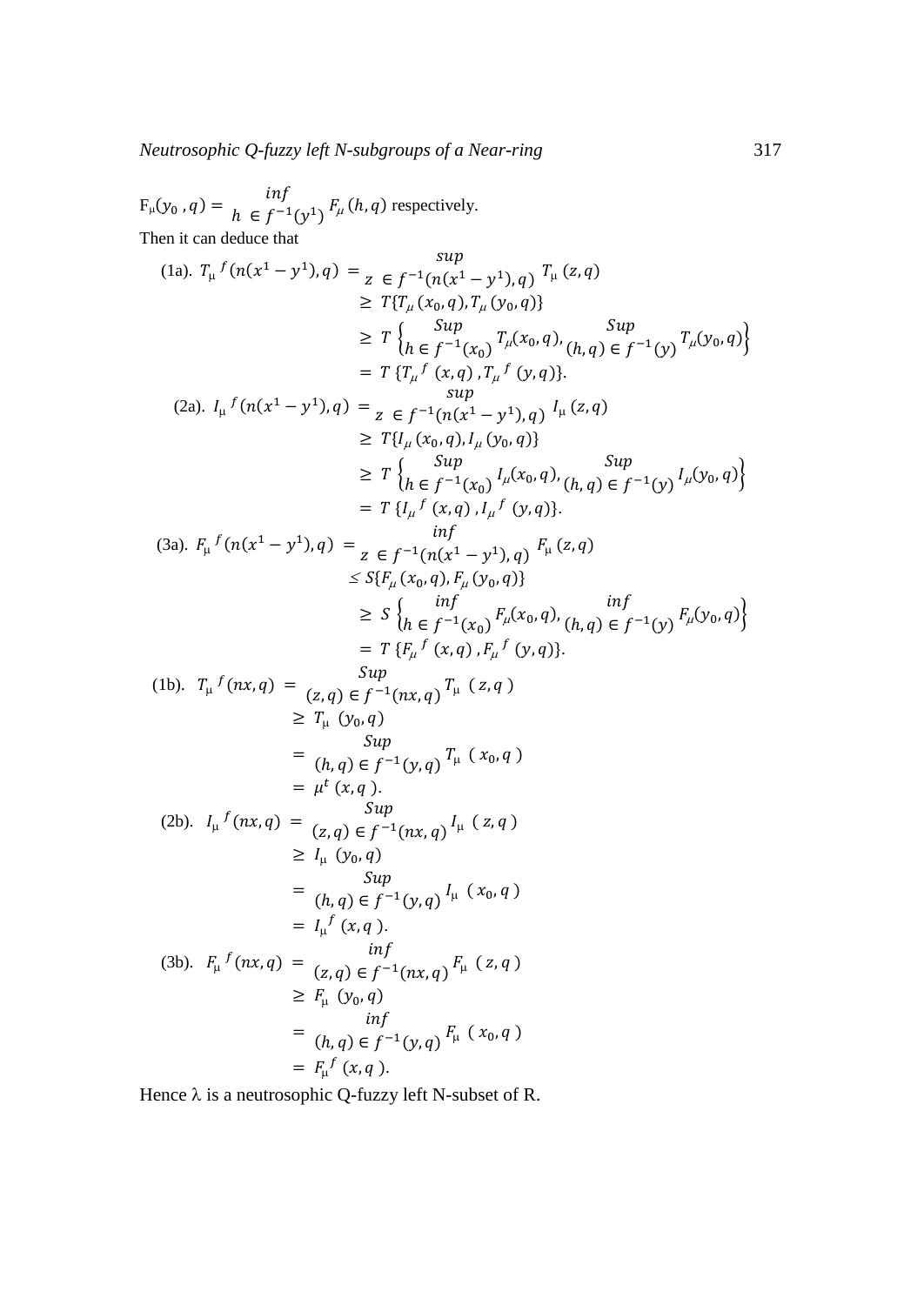$F_\mu(y_0, q) = \inf_{h \in f^{-1}(y^1)} F_\mu(h, q)$ respectively.

Then it can deduce that

$$
\begin{aligned}
\text{(1a). } T_\mu{}^f(n(x^1 - y^1), q) &= \sup_{z \in f^{-1}(n(x^1-y^1), q)} T_\mu(z, q) \\
&\geq T\{T_\mu(x_0, q), T_\mu(y_0, q)\} \\
&\geq T\left\{ \sup_{h \in f^{-1}(x_0)} T_\mu(x_0, q), \sup_{(h,q) \in f^{-1}(y)} T_\mu(y_0, q) \right\} \\
&= T\{T_\mu{}^f(x, q), T_\mu{}^f(y, q)\}.
\end{aligned}
$$

$$
\begin{aligned}
\text{(2a). } I_\mu{}^f(n(x^1 - y^1), q) &= \sup_{z \in f^{-1}(n(x^1-y^1), q)} I_\mu(z, q) \\
&\geq T\{I_\mu(x_0, q), I_\mu(y_0, q)\} \\
&\geq T\left\{ \sup_{h \in f^{-1}(x_0)} I_\mu(x_0, q), \sup_{(h,q) \in f^{-1}(y)} I_\mu(y_0, q) \right\} \\
&= T\{I_\mu{}^f(x, q), I_\mu{}^f(y, q)\}.
\end{aligned}
$$

$$
\begin{aligned}
\text{(3a). } F_\mu{}^f(n(x^1 - y^1), q) &= \inf_{z \in f^{-1}(n(x^1-y^1), q)} F_\mu(z, q) \\
&\leq S\{F_\mu(x_0, q), F_\mu(y_0, q)\} \\
&\geq S\left\{ \inf_{h \in f^{-1}(x_0)} F_\mu(x_0, q), \inf_{(h,q) \in f^{-1}(y)} F_\mu(y_0, q) \right\} \\
&= T\{F_\mu{}^f(x, q), F_\mu{}^f(y, q)\}.
\end{aligned}
$$

$$
\begin{aligned}
\text{(1b). } T_\mu{}^f(nx, q) &= \sup_{(z,q) \in f^{-1}(nx, q)} T_\mu(z, q) \\
&\geq T_\mu(y_0, q) \\
&= \sup_{(h,q) \in f^{-1}(y, q)} T_\mu(x_0, q) \\
&= \mu^t(x, q).
\end{aligned}
$$

$$
\begin{aligned}
\text{(2b). } I_\mu{}^f(nx, q) &= \sup_{(z,q) \in f^{-1}(nx, q)} I_\mu(z, q) \\
&\geq I_\mu(y_0, q) \\
&= \sup_{(h,q) \in f^{-1}(y, q)} I_\mu(x_0, q) \\
&= I_\mu{}^f(x, q).
\end{aligned}
$$

$$
\begin{aligned}
\text{(3b). } F_\mu{}^f(nx, q) &= \inf_{(z,q) \in f^{-1}(nx, q)} F_\mu(z, q) \\
&\geq F_\mu(y_0, q) \\
&= \inf_{(h,q) \in f^{-1}(y, q)} F_\mu(x_0, q) \\
&= F_\mu{}^f(x, q).
\end{aligned}
$$

Hence $\lambda$ is a neutrosophic Q-fuzzy left N-subset of R.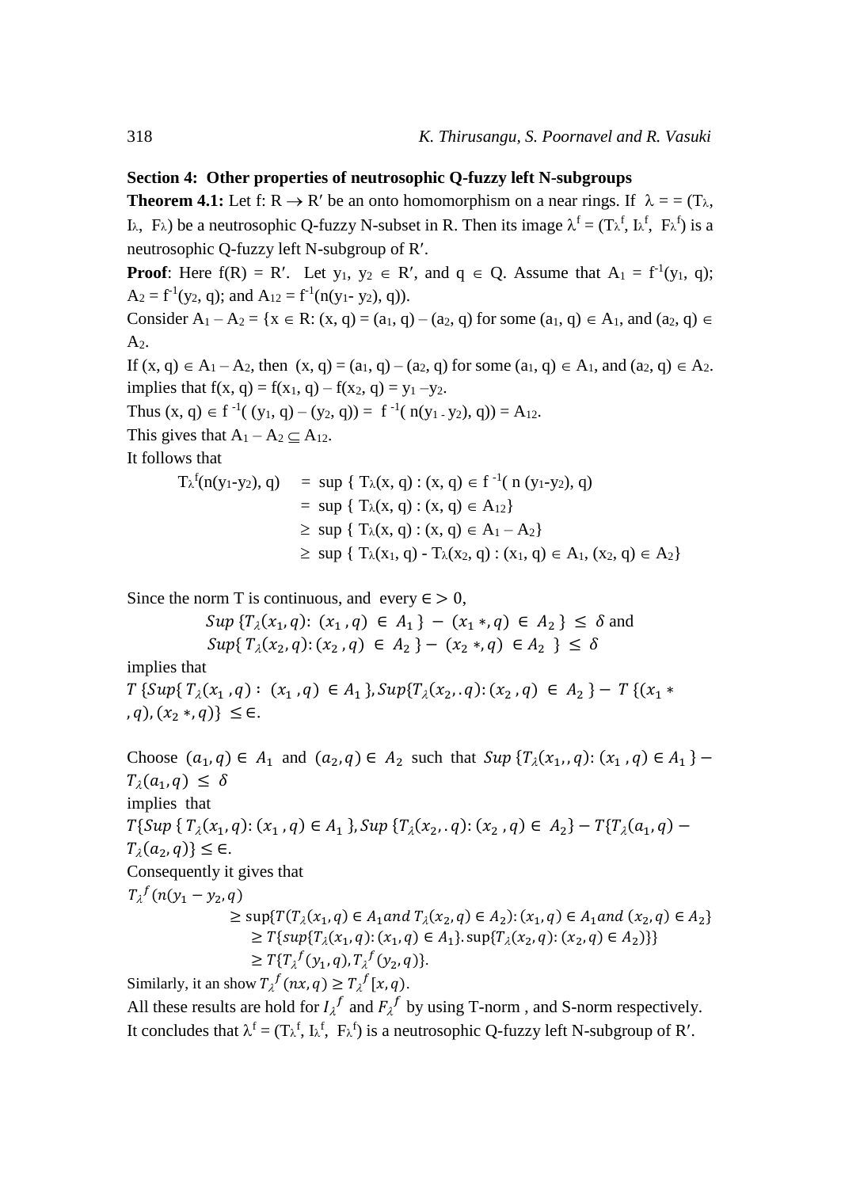**Section 4: Other properties of neutrosophic Q-fuzzy left N-subgroups**

**Theorem 4.1:** Let f: R → R′ be an onto homomorphism on a near rings. If $\lambda = = (T_\lambda, I_\lambda, F_\lambda)$ be a neutrosophic Q-fuzzy N-subset in R. Then its image $\lambda^f = (T_\lambda^f, I_\lambda^f, F_\lambda^f)$ is a neutrosophic Q-fuzzy left N-subgroup of R′.

**Proof**: Here f(R) = R′. Let $y_1, y_2 \in R'$, and $q \in Q$. Assume that $A_1 = f^{-1}(y_1, q)$; $A_2 = f^{-1}(y_2, q)$; and $A_{12} = f^{-1}(n(y_1 - y_2), q))$.

Consider $A_1 - A_2 = \{x \in R: (x, q) = (a_1, q) - (a_2, q)$ for some $(a_1, q) \in A_1$, and $(a_2, q) \in A_2$.

If $(x, q) \in A_1 - A_2$, then $(x, q) = (a_1, q) - (a_2, q)$ for some $(a_1, q) \in A_1$, and $(a_2, q) \in A_2$. implies that $f(x, q) = f(x_1, q) - f(x_2, q) = y_1 - y_2$.

Thus $(x, q) \in f^{-1}( (y_1, q) - (y_2, q)) = f^{-1}( n(y_1 - y_2), q)) = A_{12}$.

This gives that $A_1 - A_2 \subseteq A_{12}$.

It follows that

$$
\begin{aligned}
T_\lambda^f(n(y_1\text{-}y_2), q) &= \sup \{ T_\lambda(x, q) : (x, q) \in f^{-1}( n (y_1\text{-}y_2), q) \\
&= \sup \{ T_\lambda(x, q) : (x, q) \in A_{12}\} \\
&\geq \sup \{ T_\lambda(x, q) : (x, q) \in A_1 - A_2\} \\
&\geq \sup \{ T_\lambda(x_1, q) - T_\lambda(x_2, q) : (x_1, q) \in A_1, (x_2, q) \in A_2\}
\end{aligned}
$$

Since the norm T is continuous, and every $\in > 0$,

$$Sup\,\{T_\lambda(x_1, q)\colon (x_1, q) \in A_1\} - (x_1*, q) \in A_2\} \leq \delta \text{ and}$$
$$Sup\{T_\lambda(x_2, q)\colon (x_2, q) \in A_2\} - (x_2*, q) \in A_2\} \leq \delta$$

implies that

$T\,\{Sup\{T_\lambda(x_1, q) : (x_1, q) \in A_1\}, Sup\{T_\lambda(x_2, .q)\colon (x_2, q) \in A_2\} - T\,\{(x_1*, q), (x_2*, q)\} \leq \in.$

Choose $(a_1, q) \in A_1$ and $(a_2, q) \in A_2$ such that $Sup\,\{T_\lambda(x_1,, q)\colon (x_1, q) \in A_1\} - T_\lambda(a_1, q) \leq \delta$

implies that

$T\{Sup\,\{T_\lambda(x_1, q)\colon (x_1, q) \in A_1\}, Sup\,\{T_\lambda(x_2, .q)\colon (x_2, q) \in A_2\} - T\{T_\lambda(a_1, q) - T_\lambda(a_2, q)\} \leq \in.$

Consequently it gives that

$$
\begin{aligned}
&T_\lambda{}^f(n(y_1 - y_2, q) \\
&\quad \geq \sup\{T(T_\lambda(x_1, q) \in A_1 and\ T_\lambda(x_2, q) \in A_2)\colon (x_1, q) \in A_1 and\ (x_2, q) \in A_2\} \\
&\quad \geq T\{sup\{T_\lambda(x_1, q)\colon (x_1, q) \in A_1\}.\sup\{T_\lambda(x_2, q)\colon (x_2, q) \in A_2)\}\} \\
&\quad \geq T\{T_\lambda{}^f(y_1, q), T_\lambda{}^f(y_2, q)\}.
\end{aligned}
$$

Similarly, it an show $T_\lambda{}^f(nx, q) \geq T_\lambda{}^f[x, q)$.

All these results are hold for $I_\lambda{}^f$ and $F_\lambda{}^f$ by using T-norm , and S-norm respectively.

It concludes that $\lambda^f = (T_\lambda^f, I_\lambda^f, F_\lambda^f)$ is a neutrosophic Q-fuzzy left N-subgroup of R′.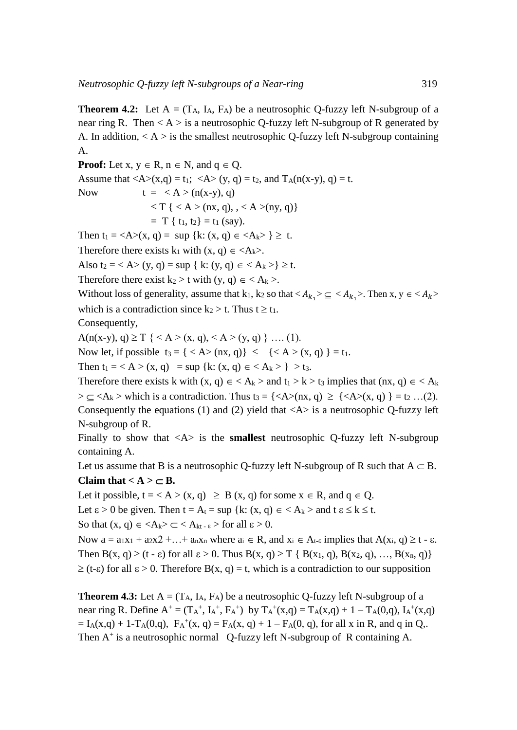**Theorem 4.2:** Let $A = (T_A, I_A, F_A)$ be a neutrosophic Q-fuzzy left N-subgroup of a near ring R. Then $< A >$ is a neutrosophic Q-fuzzy left N-subgroup of R generated by A. In addition, $< A >$ is the smallest neutrosophic Q-fuzzy left N-subgroup containing A.

**Proof:** Let $x, y \in R$, $n \in N$, and $q \in Q$.

Assume that $<A>(x,q) = t_1$; $<A>(y, q) = t_2$, and $T_A(n(x-y), q) = t$.

Now $\quad t = < A > (n(x-y), q)$

$\leq T \{ < A > (nx, q), , < A >(ny, q)\}$

$= T \{ t_1, t_2\} = t_1$ (say).

Then $t_1 = <A>(x, q) = \sup \{k: (x, q) \in <A_k> \} \geq t$.

Therefore there exists $k_1$ with $(x, q) \in <A_k>$.

Also $t_2 = < A> (y, q) = \sup \{ k: (y, q) \in < A_k >\} \geq t$.

Therefore there exist $k_2 > t$ with $(y, q) \in < A_k >$.

Without loss of generality, assume that $k_1$, $k_2$ so that $< A_{k_1} > \subseteq < A_{k_1} >$. Then $x, y \in < A_k >$ which is a contradiction since $k_2 > t$. Thus $t \geq t_1$.

Consequently,

$A(n(x-y), q) \geq T \{ < A > (x, q), < A > (y, q) \}$ …. (1).

Now let, if possible $t_3 = \{ < A> (nx, q)\} \leq \{< A > (x, q) \} = t_1$.

Then $t_1 = < A > (x, q) = \sup \{k: (x, q) \in < A_k > \} > t_3$.

Therefore there exists k with $(x, q) \in < A_k >$ and $t_1 > k > t_3$ implies that $(nx, q) \in < A_k > \subseteq <A_k >$ which is a contradiction. Thus $t_3 = \{<A>(nx, q) \geq \{<A>(x, q) \} = t_2$ …(2).

Consequently the equations (1) and (2) yield that $<A>$ is a neutrosophic Q-fuzzy left N-subgroup of R.

Finally to show that $<A>$ is the **smallest** neutrosophic Q-fuzzy left N-subgroup containing A.

Let us assume that B is a neutrosophic Q-fuzzy left N-subgroup of R such that $A \subset B$.

**Claim that $< A > \subset B$.**

Let it possible, $t = < A > (x, q) \geq B (x, q)$ for some $x \in R$, and $q \in Q$.

Let $\varepsilon > 0$ be given. Then $t = A_t = \sup \{k: (x, q) \in < A_k >$ and $t\ \varepsilon \leq k \leq t$.

So that $(x, q) \in <A_k> \subset < A_{kt - \varepsilon} >$ for all $\varepsilon > 0$.

Now $a = a_1x_1 + a_2x2 +…+ a_nx_n$ where $a_i \in R$, and $x_i \in A_{t-\varepsilon}$ implies that $A(x_i, q) \geq t - \varepsilon$.

Then $B(x, q) \geq (t - \varepsilon)$ for all $\varepsilon > 0$. Thus $B(x, q) \geq T \{ B(x_1, q), B(x_2, q), …, B(x_n, q)\} \geq (t-\varepsilon)$ for all $\varepsilon > 0$. Therefore $B(x, q) = t$, which is a contradiction to our supposition

**Theorem 4.3:** Let $A = (T_A, I_A, F_A)$ be a neutrosophic Q-fuzzy left N-subgroup of a near ring R. Define $A^+ = (T_A^+, I_A^+, F_A^+)$ by $T_A^+(x,q) = T_A(x,q) + 1 – T_A(0,q)$, $I_A^+(x,q) = I_A(x,q) + 1-T_A(0,q)$, $F_A^+(x, q) = F_A(x, q) + 1 – F_A(0, q)$, for all x in R, and q in Q,. Then $A^+$ is a neutrosophic normal Q-fuzzy left N-subgroup of R containing A.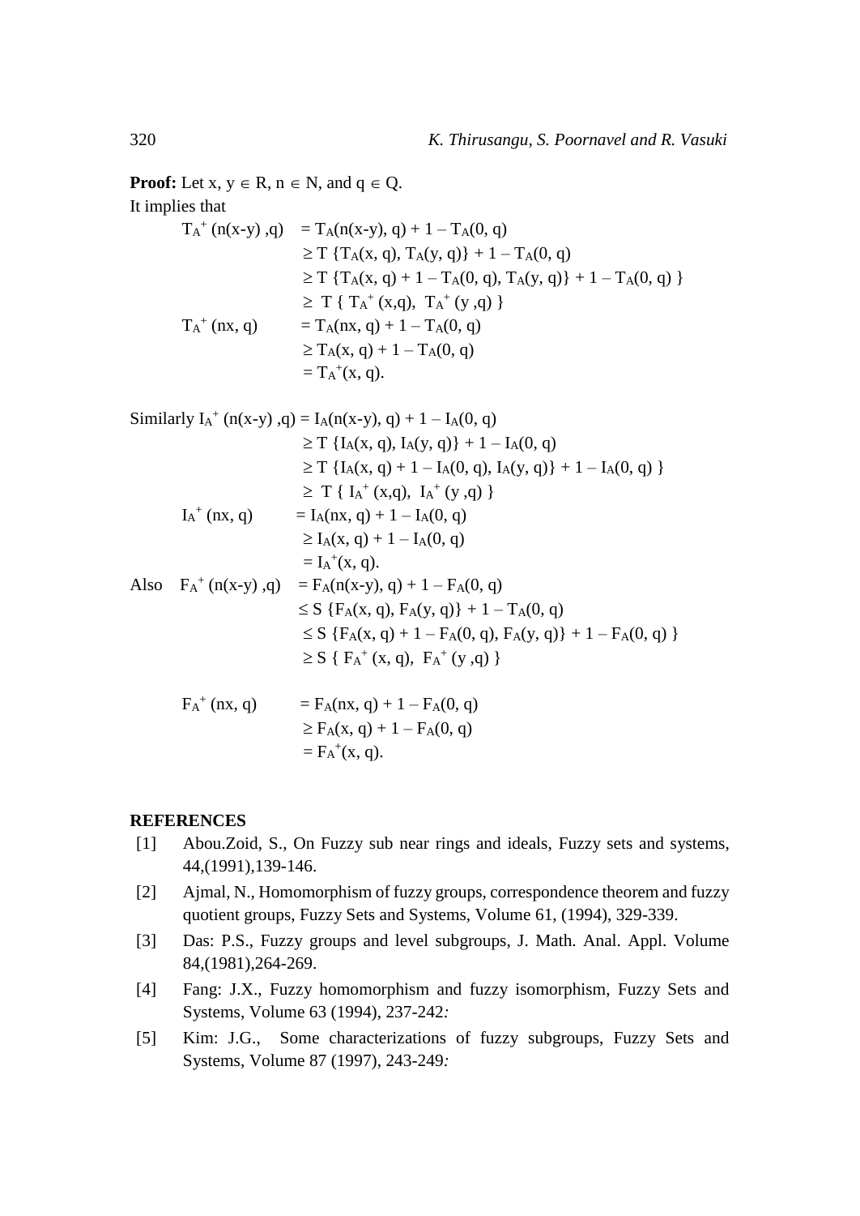**Proof:** Let $x, y \in R$, $n \in N$, and $q \in Q$.

It implies that

$$
\begin{aligned}
T_A^+(n(x-y), q) &= T_A(n(x-y), q) + 1 - T_A(0, q) \\
&\geq T\{T_A(x, q), T_A(y, q)\} + 1 - T_A(0, q) \\
&\geq T\{T_A(x, q) + 1 - T_A(0, q), T_A(y, q)\} + 1 - T_A(0, q)\} \\
&\geq T\{T_A^+(x, q), T_A^+(y, q)\} \\
T_A^+(nx, q) &= T_A(nx, q) + 1 - T_A(0, q) \\
&\geq T_A(x, q) + 1 - T_A(0, q) \\
&= T_A^+(x, q).
\end{aligned}
$$

Similarly

$$
\begin{aligned}
I_A^+(n(x-y), q) &= I_A(n(x-y), q) + 1 - I_A(0, q) \\
&\geq T\{I_A(x, q), I_A(y, q)\} + 1 - I_A(0, q) \\
&\geq T\{I_A(x, q) + 1 - I_A(0, q), I_A(y, q)\} + 1 - I_A(0, q)\} \\
&\geq T\{I_A^+(x, q), I_A^+(y, q)\} \\
I_A^+(nx, q) &= I_A(nx, q) + 1 - I_A(0, q) \\
&\geq I_A(x, q) + 1 - I_A(0, q) \\
&= I_A^+(x, q).
\end{aligned}
$$

Also

$$
\begin{aligned}
F_A^+(n(x-y), q) &= F_A(n(x-y), q) + 1 - F_A(0, q) \\
&\leq S\{F_A(x, q), F_A(y, q)\} + 1 - T_A(0, q) \\
&\leq S\{F_A(x, q) + 1 - F_A(0, q), F_A(y, q)\} + 1 - F_A(0, q)\} \\
&\geq S\{F_A^+(x, q), F_A^+(y, q)\}
\end{aligned}
$$

$$
\begin{aligned}
F_A^+(nx, q) &= F_A(nx, q) + 1 - F_A(0, q) \\
&\geq F_A(x, q) + 1 - F_A(0, q) \\
&= F_A^+(x, q).
\end{aligned}
$$

## REFERENCES

[1] Abou.Zoid, S., On Fuzzy sub near rings and ideals, Fuzzy sets and systems, 44,(1991),139-146.

[2] Ajmal, N., Homomorphism of fuzzy groups, correspondence theorem and fuzzy quotient groups, Fuzzy Sets and Systems, Volume 61, (1994), 329-339.

[3] Das: P.S., Fuzzy groups and level subgroups, J. Math. Anal. Appl. Volume 84,(1981),264-269.

[4] Fang: J.X., Fuzzy homomorphism and fuzzy isomorphism, Fuzzy Sets and Systems, Volume 63 (1994), 237-242*:*

[5] Kim: J.G., Some characterizations of fuzzy subgroups, Fuzzy Sets and Systems, Volume 87 (1997), 243-249*:*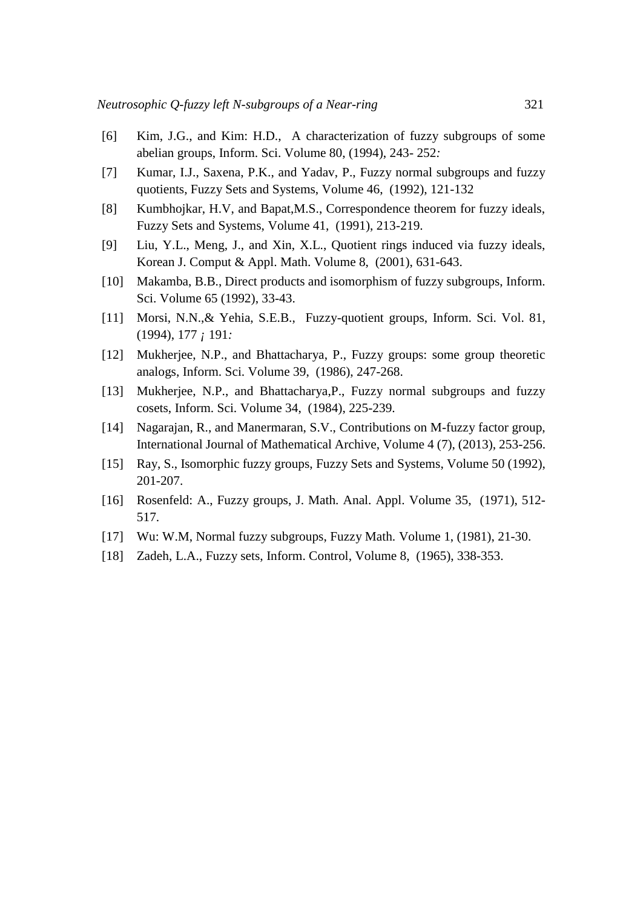[6] Kim, J.G., and Kim: H.D., A characterization of fuzzy subgroups of some abelian groups, Inform. Sci. Volume 80, (1994), 243- 252*:*

[7] Kumar, I.J., Saxena, P.K., and Yadav, P., Fuzzy normal subgroups and fuzzy quotients, Fuzzy Sets and Systems, Volume 46, (1992), 121-132

[8] Kumbhojkar, H.V, and Bapat,M.S., Correspondence theorem for fuzzy ideals, Fuzzy Sets and Systems, Volume 41, (1991), 213-219.

[9] Liu, Y.L., Meng, J., and Xin, X.L., Quotient rings induced via fuzzy ideals, Korean J. Comput & Appl. Math. Volume 8, (2001), 631-643.

[10] Makamba, B.B., Direct products and isomorphism of fuzzy subgroups, Inform. Sci. Volume 65 (1992), 33-43.

[11] Morsi, N.N.,& Yehia, S.E.B., Fuzzy-quotient groups, Inform. Sci. Vol. 81, (1994), 177 *¡* 191*:*

[12] Mukherjee, N.P., and Bhattacharya, P., Fuzzy groups: some group theoretic analogs, Inform. Sci. Volume 39, (1986), 247-268.

[13] Mukherjee, N.P., and Bhattacharya,P., Fuzzy normal subgroups and fuzzy cosets, Inform. Sci. Volume 34, (1984), 225-239.

[14] Nagarajan, R., and Manermaran, S.V., Contributions on M-fuzzy factor group, International Journal of Mathematical Archive, Volume 4 (7), (2013), 253-256.

[15] Ray, S., Isomorphic fuzzy groups, Fuzzy Sets and Systems, Volume 50 (1992), 201-207.

[16] Rosenfeld: A., Fuzzy groups, J. Math. Anal. Appl. Volume 35, (1971), 512-517.

[17] Wu: W.M, Normal fuzzy subgroups, Fuzzy Math. Volume 1, (1981), 21-30.

[18] Zadeh, L.A., Fuzzy sets, Inform. Control, Volume 8, (1965), 338-353.